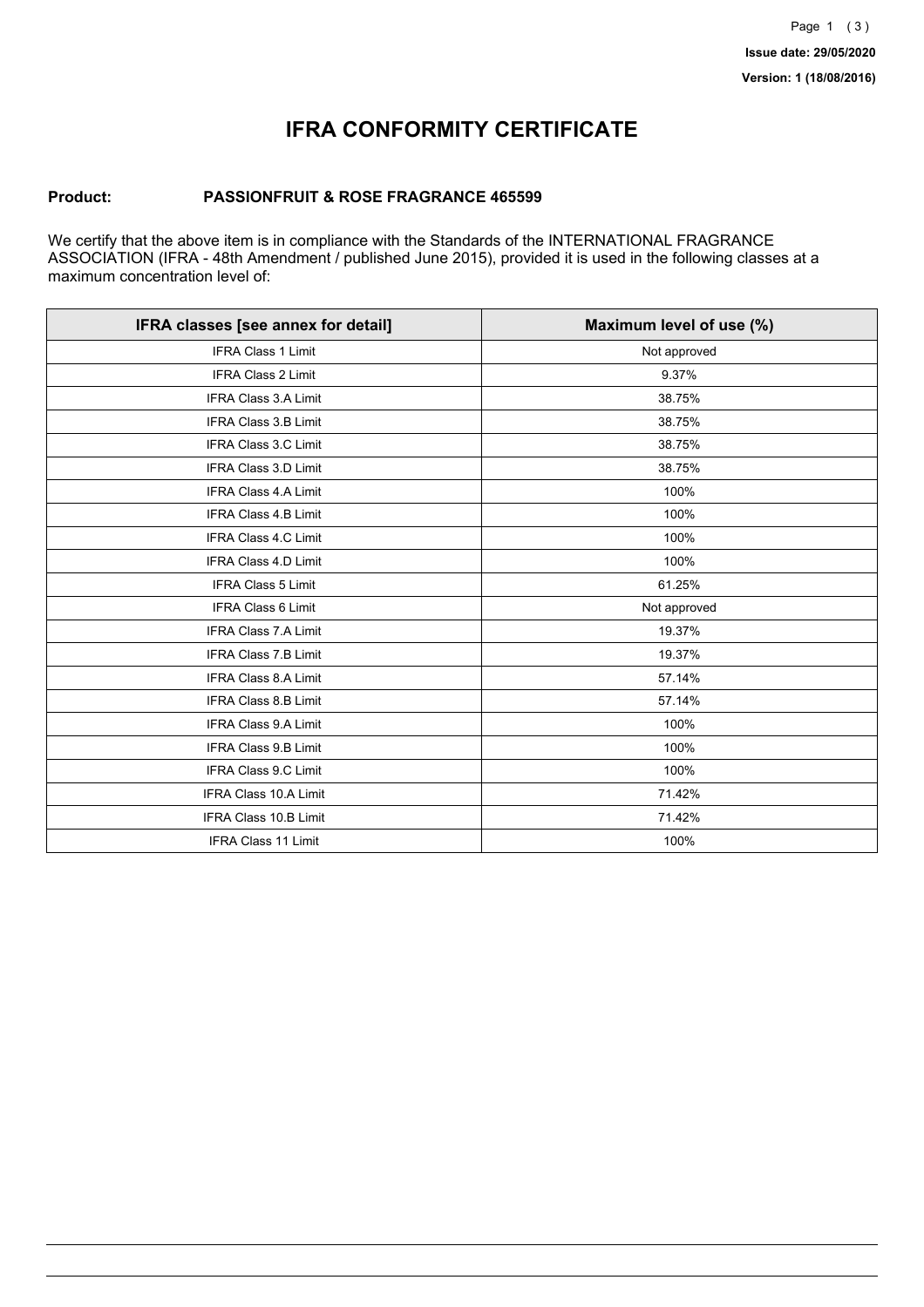**Issue date: 29/05/2020**

**Version: 1 (18/08/2016)**

# IFRA CONFORMITY CERTIFICATE

**Product:** **PASSIONFRUIT & ROSE FRAGRANCE 465599**

We certify that the above item is in compliance with the Standards of the INTERNATIONAL FRAGRANCE ASSOCIATION (IFRA - 48th Amendment / published June 2015), provided it is used in the following classes at a maximum concentration level of:

| IFRA classes [see annex for detail] | Maximum level of use (%) |
|---|---|
| IFRA Class 1 Limit | Not approved |
| IFRA Class 2 Limit | 9.37% |
| IFRA Class 3.A Limit | 38.75% |
| IFRA Class 3.B Limit | 38.75% |
| IFRA Class 3.C Limit | 38.75% |
| IFRA Class 3.D Limit | 38.75% |
| IFRA Class 4.A Limit | 100% |
| IFRA Class 4.B Limit | 100% |
| IFRA Class 4.C Limit | 100% |
| IFRA Class 4.D Limit | 100% |
| IFRA Class 5 Limit | 61.25% |
| IFRA Class 6 Limit | Not approved |
| IFRA Class 7.A Limit | 19.37% |
| IFRA Class 7.B Limit | 19.37% |
| IFRA Class 8.A Limit | 57.14% |
| IFRA Class 8.B Limit | 57.14% |
| IFRA Class 9.A Limit | 100% |
| IFRA Class 9.B Limit | 100% |
| IFRA Class 9.C Limit | 100% |
| IFRA Class 10.A Limit | 71.42% |
| IFRA Class 10.B Limit | 71.42% |
| IFRA Class 11 Limit | 100% |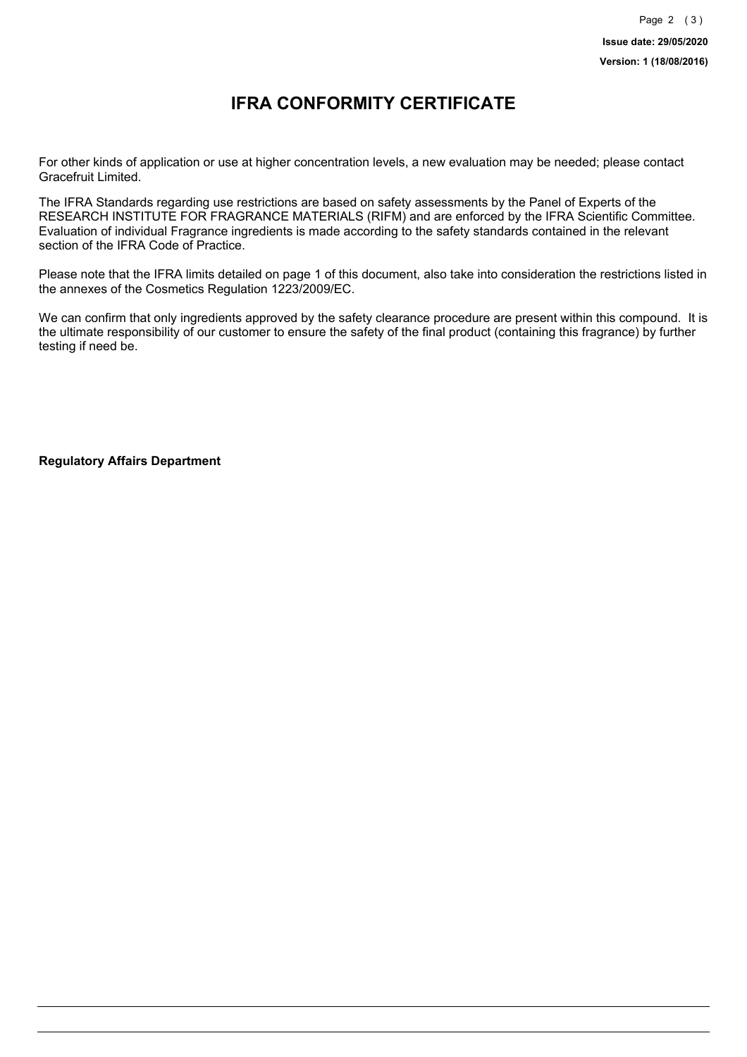# IFRA CONFORMITY CERTIFICATE

For other kinds of application or use at higher concentration levels, a new evaluation may be needed; please contact Gracefruit Limited.

The IFRA Standards regarding use restrictions are based on safety assessments by the Panel of Experts of the RESEARCH INSTITUTE FOR FRAGRANCE MATERIALS (RIFM) and are enforced by the IFRA Scientific Committee. Evaluation of individual Fragrance ingredients is made according to the safety standards contained in the relevant section of the IFRA Code of Practice.

Please note that the IFRA limits detailed on page 1 of this document, also take into consideration the restrictions listed in the annexes of the Cosmetics Regulation 1223/2009/EC.

We can confirm that only ingredients approved by the safety clearance procedure are present within this compound. It is the ultimate responsibility of our customer to ensure the safety of the final product (containing this fragrance) by further testing if need be.

**Regulatory Affairs Department**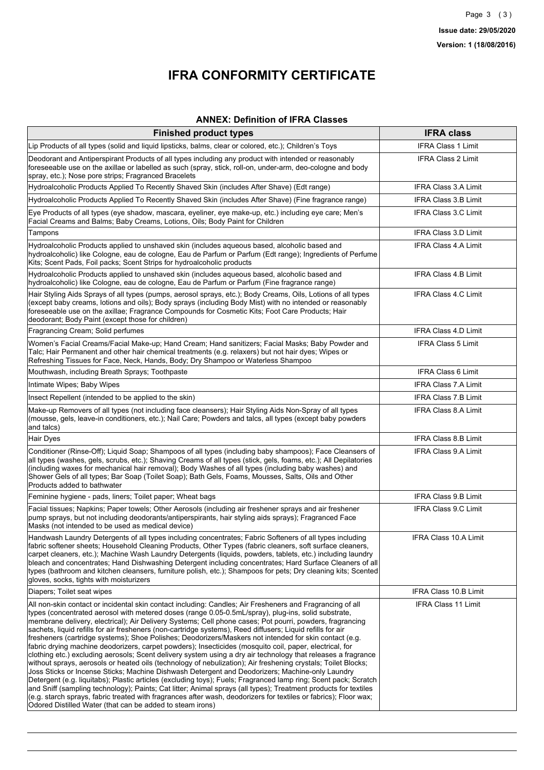**Issue date: 29/05/2020**

**Version: 1 (18/08/2016)**

# IFRA CONFORMITY CERTIFICATE

## ANNEX: Definition of IFRA Classes

| Finished product types | IFRA class |
|---|---|
| Lip Products of all types (solid and liquid lipsticks, balms, clear or colored, etc.); Children's Toys | IFRA Class 1 Limit |
| Deodorant and Antiperspirant Products of all types including any product with intended or reasonably foreseeable use on the axillae or labelled as such (spray, stick, roll-on, under-arm, deo-cologne and body spray, etc.); Nose pore strips; Fragranced Bracelets | IFRA Class 2 Limit |
| Hydroalcoholic Products Applied To Recently Shaved Skin (includes After Shave) (Edt range) | IFRA Class 3.A Limit |
| Hydroalcoholic Products Applied To Recently Shaved Skin (includes After Shave) (Fine fragrance range) | IFRA Class 3.B Limit |
| Eye Products of all types (eye shadow, mascara, eyeliner, eye make-up, etc.) including eye care; Men's Facial Creams and Balms; Baby Creams, Lotions, Oils; Body Paint for Children | IFRA Class 3.C Limit |
| Tampons | IFRA Class 3.D Limit |
| Hydroalcoholic Products applied to unshaved skin (includes aqueous based, alcoholic based and hydroalcoholic) like Cologne, eau de cologne, Eau de Parfum or Parfum (Edt range); Ingredients of Perfume Kits; Scent Pads, Foil packs; Scent Strips for hydroalcoholic products | IFRA Class 4.A Limit |
| Hydroalcoholic Products applied to unshaved skin (includes aqueous based, alcoholic based and hydroalcoholic) like Cologne, eau de cologne, Eau de Parfum or Parfum (Fine fragrance range) | IFRA Class 4.B Limit |
| Hair Styling Aids Sprays of all types (pumps, aerosol sprays, etc.); Body Creams, Oils, Lotions of all types (except baby creams, lotions and oils); Body sprays (including Body Mist) with no intended or reasonably foreseeable use on the axillae; Fragrance Compounds for Cosmetic Kits; Foot Care Products; Hair deodorant; Body Paint (except those for children) | IFRA Class 4.C Limit |
| Fragrancing Cream; Solid perfumes | IFRA Class 4.D Limit |
| Women's Facial Creams/Facial Make-up; Hand Cream; Hand sanitizers; Facial Masks; Baby Powder and Talc; Hair Permanent and other hair chemical treatments (e.g. relaxers) but not hair dyes; Wipes or Refreshing Tissues for Face, Neck, Hands, Body; Dry Shampoo or Waterless Shampoo | IFRA Class 5 Limit |
| Mouthwash, including Breath Sprays; Toothpaste | IFRA Class 6 Limit |
| Intimate Wipes; Baby Wipes | IFRA Class 7.A Limit |
| Insect Repellent (intended to be applied to the skin) | IFRA Class 7.B Limit |
| Make-up Removers of all types (not including face cleansers); Hair Styling Aids Non-Spray of all types (mousse, gels, leave-in conditioners, etc.); Nail Care; Powders and talcs, all types (except baby powders and talcs) | IFRA Class 8.A Limit |
| Hair Dyes | IFRA Class 8.B Limit |
| Conditioner (Rinse-Off); Liquid Soap; Shampoos of all types (including baby shampoos); Face Cleansers of all types (washes, gels, scrubs, etc.); Shaving Creams of all types (stick, gels, foams, etc.); All Depilatories (including waxes for mechanical hair removal); Body Washes of all types (including baby washes) and Shower Gels of all types; Bar Soap (Toilet Soap); Bath Gels, Foams, Mousses, Salts, Oils and Other Products added to bathwater | IFRA Class 9.A Limit |
| Feminine hygiene - pads, liners; Toilet paper; Wheat bags | IFRA Class 9.B Limit |
| Facial tissues; Napkins; Paper towels; Other Aerosols (including air freshener sprays and air freshener pump sprays, but not including deodorants/antiperspirants, hair styling aids sprays); Fragranced Face Masks (not intended to be used as medical device) | IFRA Class 9.C Limit |
| Handwash Laundry Detergents of all types including concentrates; Fabric Softeners of all types including fabric softener sheets; Household Cleaning Products, Other Types (fabric cleaners, soft surface cleaners, carpet cleaners, etc.); Machine Wash Laundry Detergents (liquids, powders, tablets, etc.) including laundry bleach and concentrates; Hand Dishwashing Detergent including concentrates; Hard Surface Cleaners of all types (bathroom and kitchen cleansers, furniture polish, etc.); Shampoos for pets; Dry cleaning kits; Scented gloves, socks, tights with moisturizers | IFRA Class 10.A Limit |
| Diapers; Toilet seat wipes | IFRA Class 10.B Limit |
| All non-skin contact or incidental skin contact including: Candles; Air Fresheners and Fragrancing of all types (concentrated aerosol with metered doses (range 0.05-0.5mL/spray), plug-ins, solid substrate, membrane delivery, electrical); Air Delivery Systems; Cell phone cases; Pot pourri, powders, fragrancing sachets, liquid refills for air fresheners (non-cartridge systems), Reed diffusers; Liquid refills for air fresheners (cartridge systems); Shoe Polishes; Deodorizers/Maskers not intended for skin contact (e.g. fabric drying machine deodorizers, carpet powders); Insecticides (mosquito coil, paper, electrical, for clothing etc.) excluding aerosols; Scent delivery system using a dry air technology that releases a fragrance without sprays, aerosols or heated oils (technology of nebulization); Air freshening crystals; Toilet Blocks; Joss Sticks or Incense Sticks; Machine Dishwash Detergent and Deodorizers; Machine-only Laundry Detergent (e.g. liquitabs); Plastic articles (excluding toys); Fuels; Fragranced lamp ring; Scent pack; Scratch and Sniff (sampling technology); Paints; Cat litter; Animal sprays (all types); Treatment products for textiles (e.g. starch sprays, fabric treated with fragrances after wash, deodorizers for textiles or fabrics); Floor wax; Odored Distilled Water (that can be added to steam irons) | IFRA Class 11 Limit |